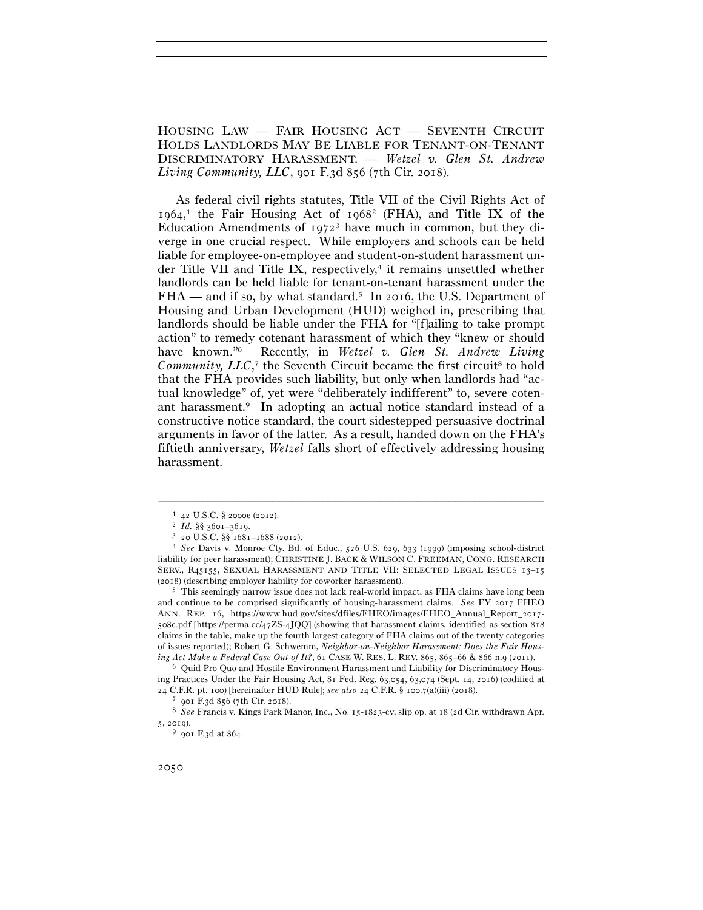HOUSING LAW — FAIR HOUSING ACT — SEVENTH CIRCUIT HOLDS LANDLORDS MAY BE LIABLE FOR TENANT-ON-TENANT DISCRIMINATORY HARASSMENT. — *Wetzel v. Glen St. Andrew Living Community, LLC*, 901 F.3d 856 (7th Cir. 2018).

As federal civil rights statutes, Title VII of the Civil Rights Act of 1964,[1] the Fair Housing Act of 1968[2] (FHA), and Title IX of the Education Amendments of 1972[3] have much in common, but they diverge in one crucial respect. While employers and schools can be held liable for employee-on-employee and student-on-student harassment under Title VII and Title IX, respectively,[4] it remains unsettled whether landlords can be held liable for tenant-on-tenant harassment under the FHA — and if so, by what standard.[5] In 2016, the U.S. Department of Housing and Urban Development (HUD) weighed in, prescribing that landlords should be liable under the FHA for "[f]ailing to take prompt action" to remedy cotenant harassment of which they "knew or should have known."[6] Recently, in *Wetzel v. Glen St. Andrew Living Community, LLC*,[7] the Seventh Circuit became the first circuit[8] to hold that the FHA provides such liability, but only when landlords had "actual knowledge" of, yet were "deliberately indifferent" to, severe cotenant harassment.[9] In adopting an actual notice standard instead of a constructive notice standard, the court sidestepped persuasive doctrinal arguments in favor of the latter. As a result, handed down on the FHA's fiftieth anniversary, *Wetzel* falls short of effectively addressing housing harassment.

---

[1] 42 U.S.C. § 2000e (2012).

[2] *Id.* §§ 3601–3619.

[3] 20 U.S.C. §§ 1681–1688 (2012).

[4] *See* Davis v. Monroe Cty. Bd. of Educ., 526 U.S. 629, 633 (1999) (imposing school-district liability for peer harassment); CHRISTINE J. BACK & WILSON C. FREEMAN, CONG. RESEARCH SERV., R45155, SEXUAL HARASSMENT AND TITLE VII: SELECTED LEGAL ISSUES 13–15 (2018) (describing employer liability for coworker harassment).

[5] This seemingly narrow issue does not lack real-world impact, as FHA claims have long been and continue to be comprised significantly of housing-harassment claims. *See* FY 2017 FHEO ANN. REP. 16, https://www.hud.gov/sites/dfiles/FHEO/images/FHEO_Annual_Report_2017-508c.pdf [https://perma.cc/47ZS-4JQQ] (showing that harassment claims, identified as section 818 claims in the table, make up the fourth largest category of FHA claims out of the twenty categories of issues reported); Robert G. Schwemm, *Neighbor-on-Neighbor Harassment: Does the Fair Housing Act Make a Federal Case Out of It?*, 61 CASE W. RES. L. REV. 865, 865–66 & 866 n.9 (2011).

[6] Quid Pro Quo and Hostile Environment Harassment and Liability for Discriminatory Housing Practices Under the Fair Housing Act, 81 Fed. Reg. 63,054, 63,074 (Sept. 14, 2016) (codified at 24 C.F.R. pt. 100) [hereinafter HUD Rule]; *see also* 24 C.F.R. § 100.7(a)(iii) (2018).

[7] 901 F.3d 856 (7th Cir. 2018).

[8] *See* Francis v. Kings Park Manor, Inc., No. 15-1823-cv, slip op. at 18 (2d Cir. withdrawn Apr. 5, 2019).

[9] 901 F.3d at 864.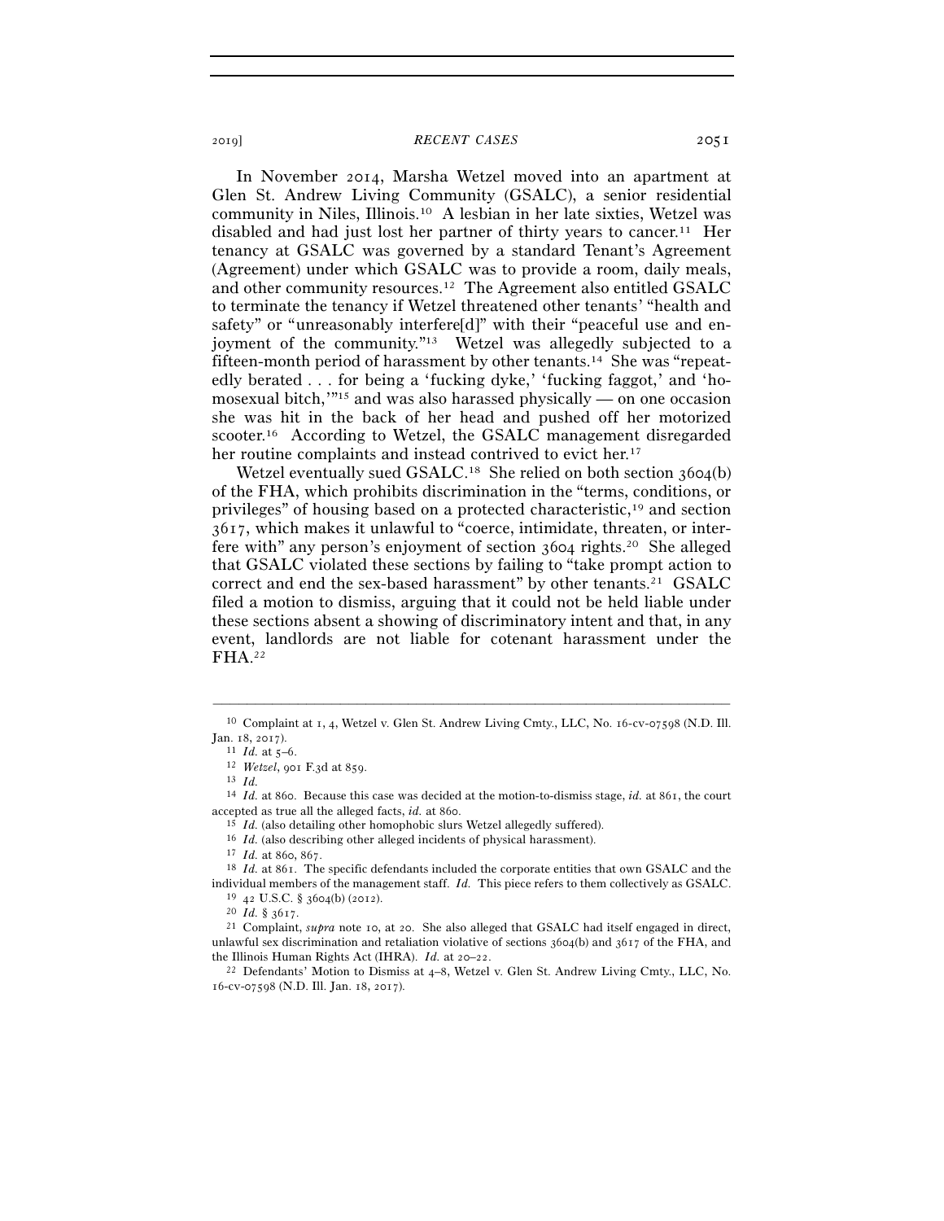In November 2014, Marsha Wetzel moved into an apartment at Glen St. Andrew Living Community (GSALC), a senior residential community in Niles, Illinois.[10] A lesbian in her late sixties, Wetzel was disabled and had just lost her partner of thirty years to cancer.[11] Her tenancy at GSALC was governed by a standard Tenant's Agreement (Agreement) under which GSALC was to provide a room, daily meals, and other community resources.[12] The Agreement also entitled GSALC to terminate the tenancy if Wetzel threatened other tenants' "health and safety" or "unreasonably interfere[d]" with their "peaceful use and enjoyment of the community."[13] Wetzel was allegedly subjected to a fifteen-month period of harassment by other tenants.[14] She was "repeatedly berated . . . for being a 'fucking dyke,' 'fucking faggot,' and 'homosexual bitch,'"[15] and was also harassed physically — on one occasion she was hit in the back of her head and pushed off her motorized scooter.[16] According to Wetzel, the GSALC management disregarded her routine complaints and instead contrived to evict her.[17]

Wetzel eventually sued GSALC.[18] She relied on both section 3604(b) of the FHA, which prohibits discrimination in the "terms, conditions, or privileges" of housing based on a protected characteristic,[19] and section 3617, which makes it unlawful to "coerce, intimidate, threaten, or interfere with" any person's enjoyment of section 3604 rights.[20] She alleged that GSALC violated these sections by failing to "take prompt action to correct and end the sex-based harassment" by other tenants.[21] GSALC filed a motion to dismiss, arguing that it could not be held liable under these sections absent a showing of discriminatory intent and that, in any event, landlords are not liable for cotenant harassment under the FHA.[22]

---

[10] Complaint at 1, 4, Wetzel v. Glen St. Andrew Living Cmty., LLC, No. 16-cv-07598 (N.D. Ill. Jan. 18, 2017).

[11] *Id.* at 5–6.

[12] *Wetzel*, 901 F.3d at 859.

[13] *Id.*

[14] *Id.* at 860. Because this case was decided at the motion-to-dismiss stage, *id.* at 861, the court accepted as true all the alleged facts, *id.* at 860.

[15] *Id.* (also detailing other homophobic slurs Wetzel allegedly suffered).

[16] *Id.* (also describing other alleged incidents of physical harassment).

[17] *Id.* at 860, 867.

[18] *Id.* at 861. The specific defendants included the corporate entities that own GSALC and the individual members of the management staff. *Id.* This piece refers to them collectively as GSALC.

[19] 42 U.S.C. § 3604(b) (2012).

[20] *Id.* § 3617.

[21] Complaint, *supra* note 10, at 20. She also alleged that GSALC had itself engaged in direct, unlawful sex discrimination and retaliation violative of sections 3604(b) and 3617 of the FHA, and the Illinois Human Rights Act (IHRA). *Id.* at 20–22.

[22] Defendants' Motion to Dismiss at 4–8, Wetzel v. Glen St. Andrew Living Cmty., LLC, No. 16-cv-07598 (N.D. Ill. Jan. 18, 2017).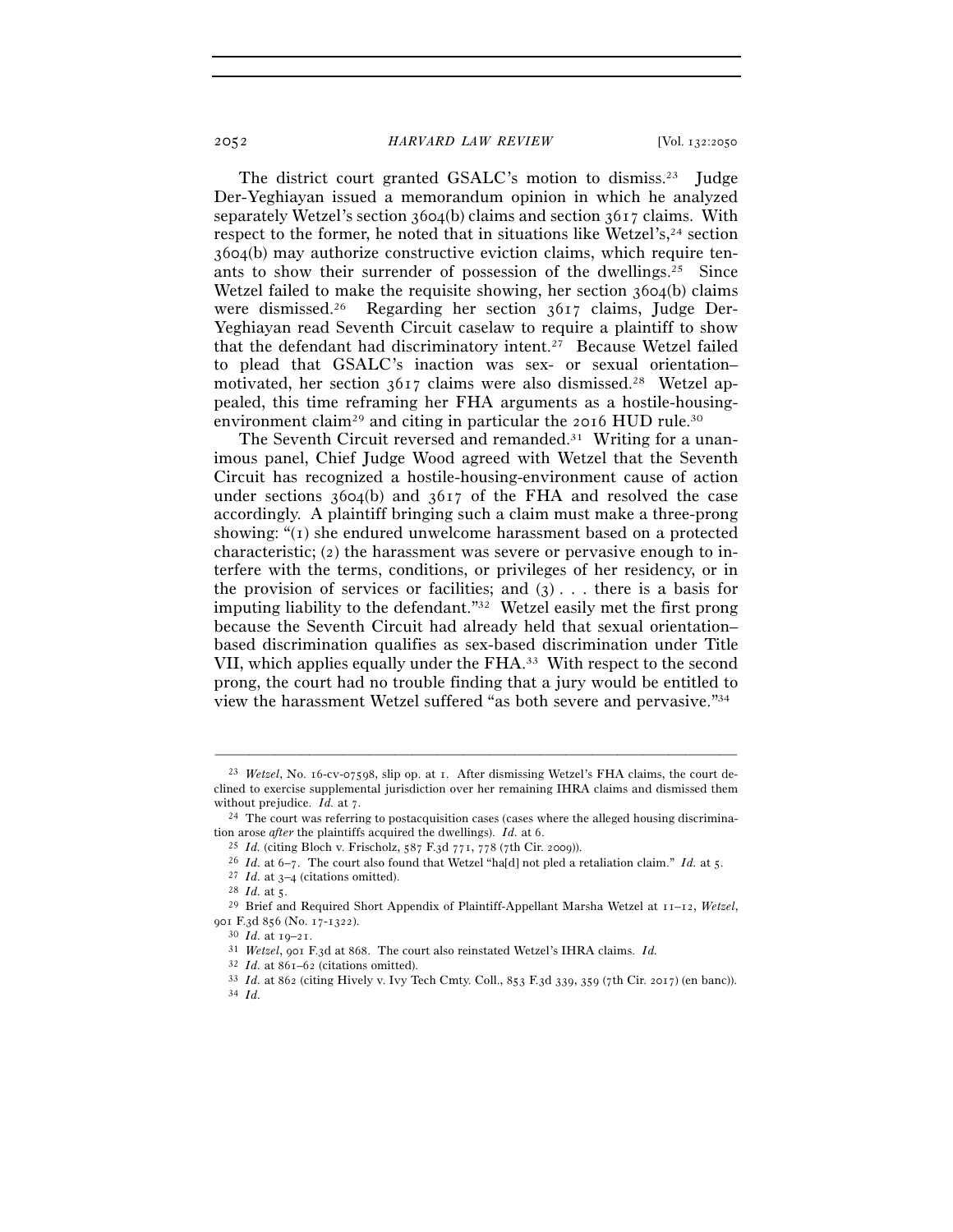The district court granted GSALC's motion to dismiss.[23] Judge Der-Yeghiayan issued a memorandum opinion in which he analyzed separately Wetzel's section 3604(b) claims and section 3617 claims. With respect to the former, he noted that in situations like Wetzel's,[24] section 3604(b) may authorize constructive eviction claims, which require tenants to show their surrender of possession of the dwellings.[25] Since Wetzel failed to make the requisite showing, her section 3604(b) claims were dismissed.[26] Regarding her section 3617 claims, Judge Der-Yeghiayan read Seventh Circuit caselaw to require a plaintiff to show that the defendant had discriminatory intent.[27] Because Wetzel failed to plead that GSALC's inaction was sex- or sexual orientation–motivated, her section 3617 claims were also dismissed.[28] Wetzel appealed, this time reframing her FHA arguments as a hostile-housing-environment claim[29] and citing in particular the 2016 HUD rule.[30]

The Seventh Circuit reversed and remanded.[31] Writing for a unanimous panel, Chief Judge Wood agreed with Wetzel that the Seventh Circuit has recognized a hostile-housing-environment cause of action under sections 3604(b) and 3617 of the FHA and resolved the case accordingly. A plaintiff bringing such a claim must make a three-prong showing: "(1) she endured unwelcome harassment based on a protected characteristic; (2) the harassment was severe or pervasive enough to interfere with the terms, conditions, or privileges of her residency, or in the provision of services or facilities; and (3) . . . there is a basis for imputing liability to the defendant."[32] Wetzel easily met the first prong because the Seventh Circuit had already held that sexual orientation–based discrimination qualifies as sex-based discrimination under Title VII, which applies equally under the FHA.[33] With respect to the second prong, the court had no trouble finding that a jury would be entitled to view the harassment Wetzel suffered "as both severe and pervasive."[34]

---

[23] *Wetzel*, No. 16-cv-07598, slip op. at 1. After dismissing Wetzel's FHA claims, the court declined to exercise supplemental jurisdiction over her remaining IHRA claims and dismissed them without prejudice. *Id.* at 7.

[24] The court was referring to postacquisition cases (cases where the alleged housing discrimination arose *after* the plaintiffs acquired the dwellings). *Id.* at 6.

[25] *Id.* (citing Bloch v. Frischolz, 587 F.3d 771, 778 (7th Cir. 2009)).

[26] *Id.* at 6–7. The court also found that Wetzel "ha[d] not pled a retaliation claim." *Id.* at 5.

[27] *Id.* at 3–4 (citations omitted).

[28] *Id.* at 5.

[29] Brief and Required Short Appendix of Plaintiff-Appellant Marsha Wetzel at 11–12, *Wetzel*, 901 F.3d 856 (No. 17-1322).

[30] *Id.* at 19–21.

[31] *Wetzel*, 901 F.3d at 868. The court also reinstated Wetzel's IHRA claims. *Id.*

[32] *Id.* at 861–62 (citations omitted).

[33] *Id.* at 862 (citing Hively v. Ivy Tech Cmty. Coll., 853 F.3d 339, 359 (7th Cir. 2017) (en banc)).

[34] *Id.*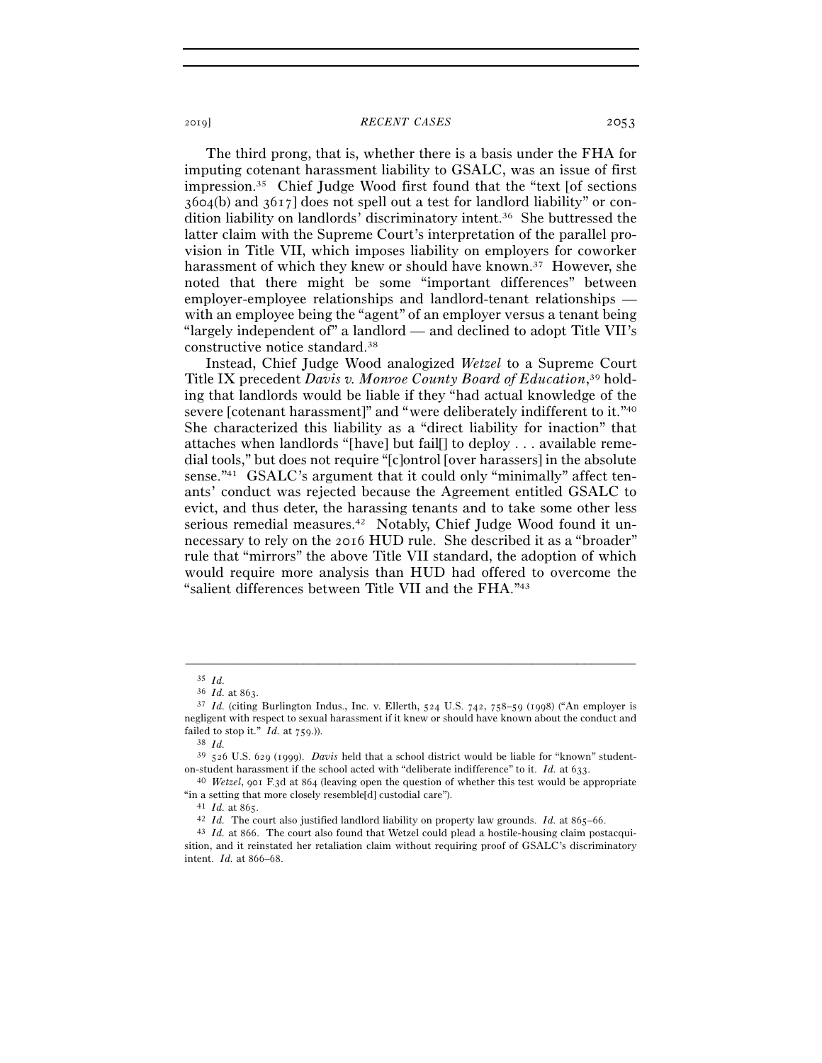The third prong, that is, whether there is a basis under the FHA for imputing cotenant harassment liability to GSALC, was an issue of first impression.[35] Chief Judge Wood first found that the "text [of sections 3604(b) and 3617] does not spell out a test for landlord liability" or condition liability on landlords' discriminatory intent.[36] She buttressed the latter claim with the Supreme Court's interpretation of the parallel provision in Title VII, which imposes liability on employers for coworker harassment of which they knew or should have known.[37] However, she noted that there might be some "important differences" between employer-employee relationships and landlord-tenant relationships — with an employee being the "agent" of an employer versus a tenant being "largely independent of" a landlord — and declined to adopt Title VII's constructive notice standard.[38]

Instead, Chief Judge Wood analogized *Wetzel* to a Supreme Court Title IX precedent *Davis v. Monroe County Board of Education*,[39] holding that landlords would be liable if they "had actual knowledge of the severe [cotenant harassment]" and "were deliberately indifferent to it."[40] She characterized this liability as a "direct liability for inaction" that attaches when landlords "[have] but fail[] to deploy . . . available remedial tools," but does not require "[c]ontrol [over harassers] in the absolute sense."[41] GSALC's argument that it could only "minimally" affect tenants' conduct was rejected because the Agreement entitled GSALC to evict, and thus deter, the harassing tenants and to take some other less serious remedial measures.[42] Notably, Chief Judge Wood found it unnecessary to rely on the 2016 HUD rule. She described it as a "broader" rule that "mirrors" the above Title VII standard, the adoption of which would require more analysis than HUD had offered to overcome the "salient differences between Title VII and the FHA."[43]

---

[35] *Id.*

[36] *Id.* at 863.

[37] *Id.* (citing Burlington Indus., Inc. v. Ellerth, 524 U.S. 742, 758–59 (1998) ("An employer is negligent with respect to sexual harassment if it knew or should have known about the conduct and failed to stop it." *Id.* at 759.)).

[38] *Id.*

[39] 526 U.S. 629 (1999). *Davis* held that a school district would be liable for "known" student-on-student harassment if the school acted with "deliberate indifference" to it. *Id.* at 633.

[40] *Wetzel*, 901 F.3d at 864 (leaving open the question of whether this test would be appropriate "in a setting that more closely resemble[d] custodial care").

[41] *Id.* at 865.

[42] *Id.* The court also justified landlord liability on property law grounds. *Id.* at 865–66.

[43] *Id.* at 866. The court also found that Wetzel could plead a hostile-housing claim postacquisition, and it reinstated her retaliation claim without requiring proof of GSALC's discriminatory intent. *Id.* at 866–68.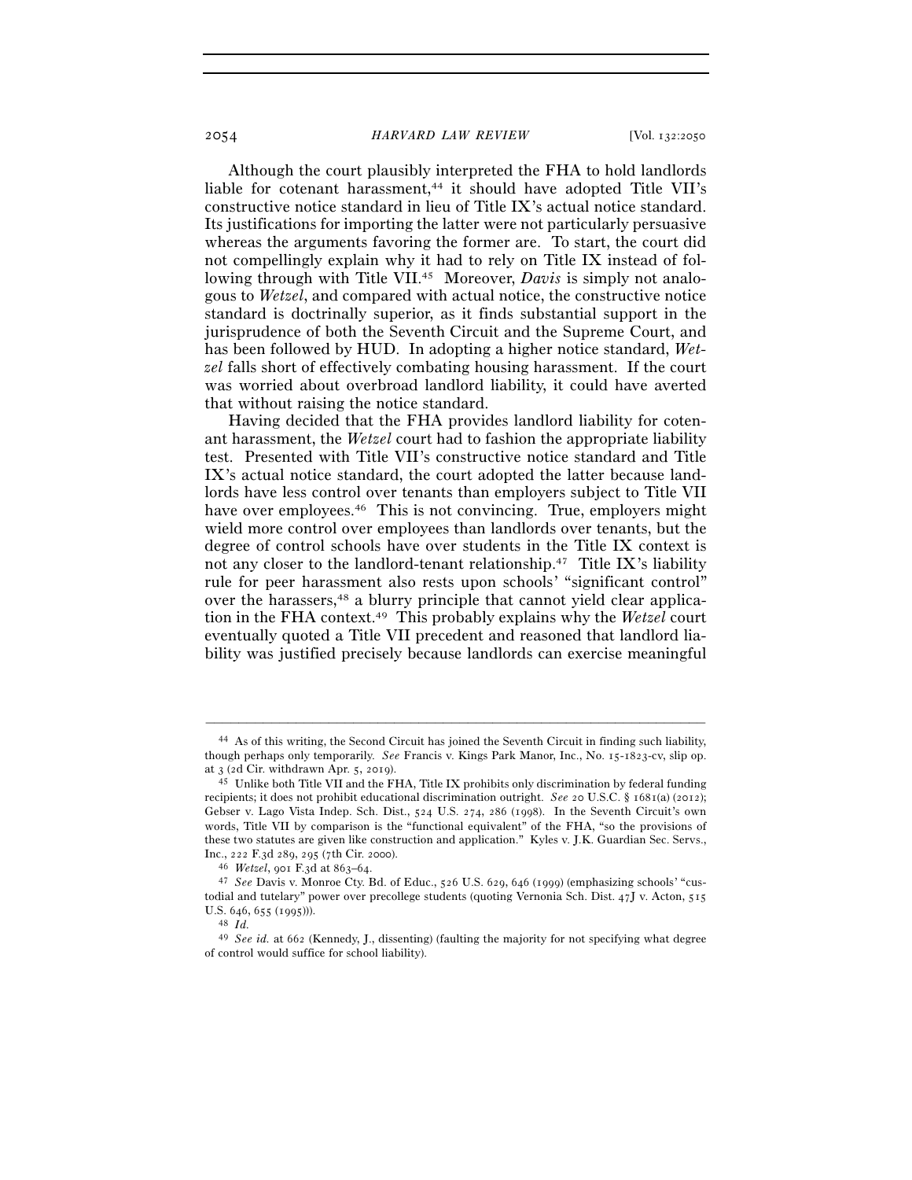Although the court plausibly interpreted the FHA to hold landlords liable for cotenant harassment,[44] it should have adopted Title VII's constructive notice standard in lieu of Title IX's actual notice standard. Its justifications for importing the latter were not particularly persuasive whereas the arguments favoring the former are. To start, the court did not compellingly explain why it had to rely on Title IX instead of following through with Title VII.[45] Moreover, *Davis* is simply not analogous to *Wetzel*, and compared with actual notice, the constructive notice standard is doctrinally superior, as it finds substantial support in the jurisprudence of both the Seventh Circuit and the Supreme Court, and has been followed by HUD. In adopting a higher notice standard, *Wetzel* falls short of effectively combating housing harassment. If the court was worried about overbroad landlord liability, it could have averted that without raising the notice standard.

Having decided that the FHA provides landlord liability for cotenant harassment, the *Wetzel* court had to fashion the appropriate liability test. Presented with Title VII's constructive notice standard and Title IX's actual notice standard, the court adopted the latter because landlords have less control over tenants than employers subject to Title VII have over employees.[46] This is not convincing. True, employers might wield more control over employees than landlords over tenants, but the degree of control schools have over students in the Title IX context is not any closer to the landlord-tenant relationship.[47] Title IX's liability rule for peer harassment also rests upon schools' "significant control" over the harassers,[48] a blurry principle that cannot yield clear application in the FHA context.[49] This probably explains why the *Wetzel* court eventually quoted a Title VII precedent and reasoned that landlord liability was justified precisely because landlords can exercise meaningful

---

[44] As of this writing, the Second Circuit has joined the Seventh Circuit in finding such liability, though perhaps only temporarily. *See* Francis v. Kings Park Manor, Inc., No. 15-1823-cv, slip op. at 3 (2d Cir. withdrawn Apr. 5, 2019).

[45] Unlike both Title VII and the FHA, Title IX prohibits only discrimination by federal funding recipients; it does not prohibit educational discrimination outright. *See* 20 U.S.C. § 1681(a) (2012); Gebser v. Lago Vista Indep. Sch. Dist., 524 U.S. 274, 286 (1998). In the Seventh Circuit's own words, Title VII by comparison is the "functional equivalent" of the FHA, "so the provisions of these two statutes are given like construction and application." Kyles v. J.K. Guardian Sec. Servs., Inc., 222 F.3d 289, 295 (7th Cir. 2000).

[46] *Wetzel*, 901 F.3d at 863–64.

[47] *See* Davis v. Monroe Cty. Bd. of Educ., 526 U.S. 629, 646 (1999) (emphasizing schools' "custodial and tutelary" power over precollege students (quoting Vernonia Sch. Dist. 47J v. Acton, 515 U.S. 646, 655 (1995))).

[48] *Id.*

[49] *See id.* at 662 (Kennedy, J., dissenting) (faulting the majority for not specifying what degree of control would suffice for school liability).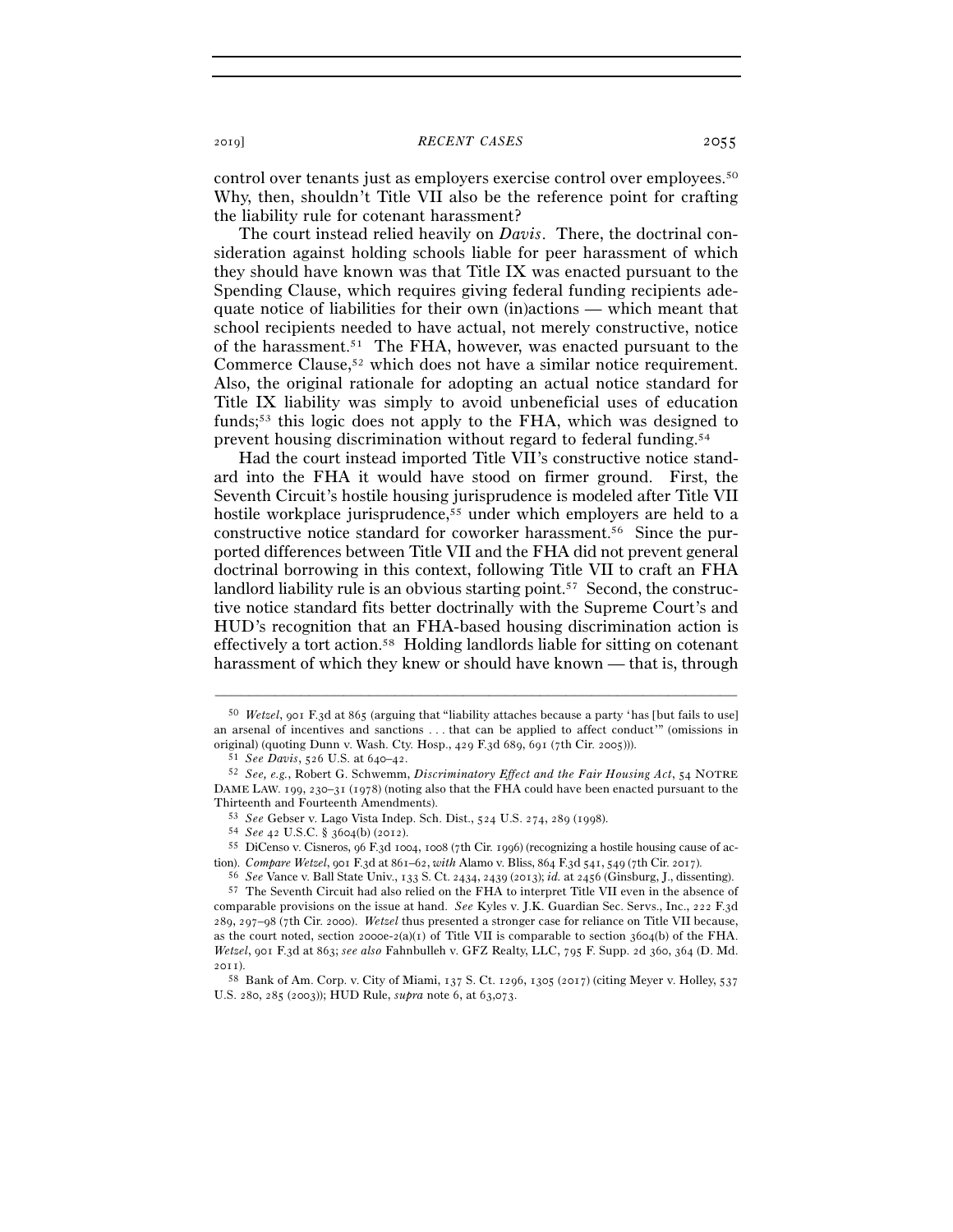control over tenants just as employers exercise control over employees.[50] Why, then, shouldn't Title VII also be the reference point for crafting the liability rule for cotenant harassment?

The court instead relied heavily on *Davis*. There, the doctrinal consideration against holding schools liable for peer harassment of which they should have known was that Title IX was enacted pursuant to the Spending Clause, which requires giving federal funding recipients adequate notice of liabilities for their own (in)actions — which meant that school recipients needed to have actual, not merely constructive, notice of the harassment.[51] The FHA, however, was enacted pursuant to the Commerce Clause,[52] which does not have a similar notice requirement. Also, the original rationale for adopting an actual notice standard for Title IX liability was simply to avoid unbeneficial uses of education funds;[53] this logic does not apply to the FHA, which was designed to prevent housing discrimination without regard to federal funding.[54]

Had the court instead imported Title VII's constructive notice standard into the FHA it would have stood on firmer ground. First, the Seventh Circuit's hostile housing jurisprudence is modeled after Title VII hostile workplace jurisprudence,[55] under which employers are held to a constructive notice standard for coworker harassment.[56] Since the purported differences between Title VII and the FHA did not prevent general doctrinal borrowing in this context, following Title VII to craft an FHA landlord liability rule is an obvious starting point.[57] Second, the constructive notice standard fits better doctrinally with the Supreme Court's and HUD's recognition that an FHA-based housing discrimination action is effectively a tort action.[58] Holding landlords liable for sitting on cotenant harassment of which they knew or should have known — that is, through

---

[50] *Wetzel*, 901 F.3d at 865 (arguing that "liability attaches because a party 'has [but fails to use] an arsenal of incentives and sanctions . . . that can be applied to affect conduct'" (omissions in original) (quoting Dunn v. Wash. Cty. Hosp., 429 F.3d 689, 691 (7th Cir. 2005))).

[51] *See Davis*, 526 U.S. at 640–42.

[52] *See, e.g.*, Robert G. Schwemm, *Discriminatory Effect and the Fair Housing Act*, 54 NOTRE DAME LAW. 199, 230–31 (1978) (noting also that the FHA could have been enacted pursuant to the Thirteenth and Fourteenth Amendments).

[53] *See* Gebser v. Lago Vista Indep. Sch. Dist., 524 U.S. 274, 289 (1998).

[54] *See* 42 U.S.C. § 3604(b) (2012).

[55] DiCenso v. Cisneros, 96 F.3d 1004, 1008 (7th Cir. 1996) (recognizing a hostile housing cause of action). *Compare Wetzel*, 901 F.3d at 861–62, *with* Alamo v. Bliss, 864 F.3d 541, 549 (7th Cir. 2017).

[56] *See* Vance v. Ball State Univ., 133 S. Ct. 2434, 2439 (2013); *id.* at 2456 (Ginsburg, J., dissenting).

[57] The Seventh Circuit had also relied on the FHA to interpret Title VII even in the absence of comparable provisions on the issue at hand. *See* Kyles v. J.K. Guardian Sec. Servs., Inc., 222 F.3d 289, 297–98 (7th Cir. 2000). *Wetzel* thus presented a stronger case for reliance on Title VII because, as the court noted, section 2000e-2(a)(1) of Title VII is comparable to section 3604(b) of the FHA. *Wetzel*, 901 F.3d at 863; *see also* Fahnbulleh v. GFZ Realty, LLC, 795 F. Supp. 2d 360, 364 (D. Md. 2011).

[58] Bank of Am. Corp. v. City of Miami, 137 S. Ct. 1296, 1305 (2017) (citing Meyer v. Holley, 537 U.S. 280, 285 (2003)); HUD Rule, *supra* note 6, at 63,073.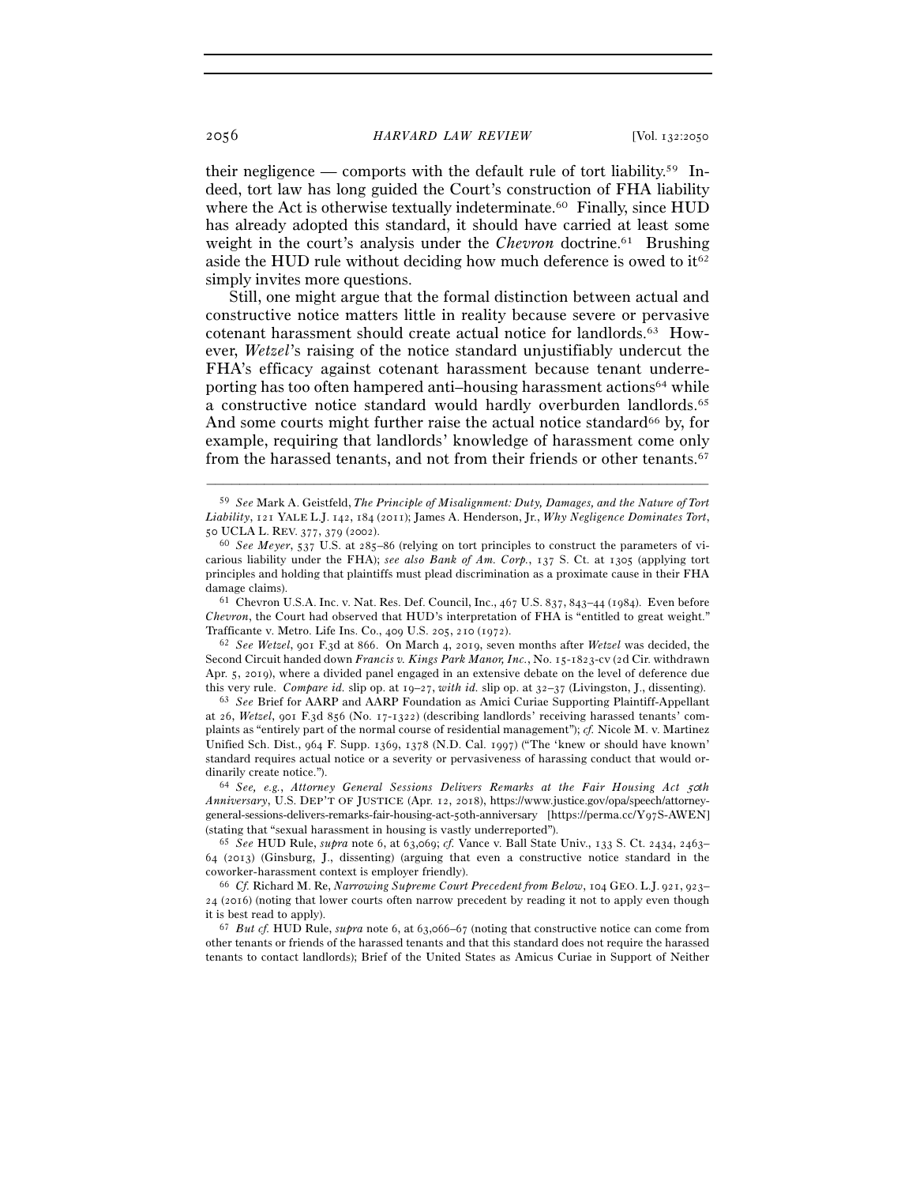their negligence — comports with the default rule of tort liability.[59] Indeed, tort law has long guided the Court's construction of FHA liability where the Act is otherwise textually indeterminate.[60] Finally, since HUD has already adopted this standard, it should have carried at least some weight in the court's analysis under the *Chevron* doctrine.[61] Brushing aside the HUD rule without deciding how much deference is owed to it[62] simply invites more questions.

Still, one might argue that the formal distinction between actual and constructive notice matters little in reality because severe or pervasive cotenant harassment should create actual notice for landlords.[63] However, *Wetzel*'s raising of the notice standard unjustifiably undercut the FHA's efficacy against cotenant harassment because tenant underreporting has too often hampered anti–housing harassment actions[64] while a constructive notice standard would hardly overburden landlords.[65] And some courts might further raise the actual notice standard[66] by, for example, requiring that landlords' knowledge of harassment come only from the harassed tenants, and not from their friends or other tenants.[67]

---

[59] *See* Mark A. Geistfeld, *The Principle of Misalignment: Duty, Damages, and the Nature of Tort Liability*, 121 YALE L.J. 142, 184 (2011); James A. Henderson, Jr., *Why Negligence Dominates Tort*, 50 UCLA L. REV. 377, 379 (2002).

[60] *See Meyer*, 537 U.S. at 285–86 (relying on tort principles to construct the parameters of vicarious liability under the FHA); *see also Bank of Am. Corp.*, 137 S. Ct. at 1305 (applying tort principles and holding that plaintiffs must plead discrimination as a proximate cause in their FHA damage claims).

[61] Chevron U.S.A. Inc. v. Nat. Res. Def. Council, Inc., 467 U.S. 837, 843–44 (1984). Even before *Chevron*, the Court had observed that HUD's interpretation of FHA is "entitled to great weight." Trafficante v. Metro. Life Ins. Co., 409 U.S. 205, 210 (1972).

[62] *See Wetzel*, 901 F.3d at 866. On March 4, 2019, seven months after *Wetzel* was decided, the Second Circuit handed down *Francis v. Kings Park Manor, Inc.*, No. 15-1823-cv (2d Cir. withdrawn Apr. 5, 2019), where a divided panel engaged in an extensive debate on the level of deference due this very rule. *Compare id.* slip op. at 19–27, *with id.* slip op. at 32–37 (Livingston, J., dissenting).

[63] *See* Brief for AARP and AARP Foundation as Amici Curiae Supporting Plaintiff-Appellant at 26, *Wetzel*, 901 F.3d 856 (No. 17-1322) (describing landlords' receiving harassed tenants' complaints as "entirely part of the normal course of residential management"); *cf.* Nicole M. v. Martinez Unified Sch. Dist., 964 F. Supp. 1369, 1378 (N.D. Cal. 1997) ("The 'knew or should have known' standard requires actual notice or a severity or pervasiveness of harassing conduct that would ordinarily create notice.").

[64] *See, e.g.*, *Attorney General Sessions Delivers Remarks at the Fair Housing Act 50th Anniversary*, U.S. DEP'T OF JUSTICE (Apr. 12, 2018), https://www.justice.gov/opa/speech/attorney-general-sessions-delivers-remarks-fair-housing-act-50th-anniversary [https://perma.cc/Y97S-AWEN] (stating that "sexual harassment in housing is vastly underreported").

[65] *See* HUD Rule, *supra* note 6, at 63,069; *cf.* Vance v. Ball State Univ., 133 S. Ct. 2434, 2463–64 (2013) (Ginsburg, J., dissenting) (arguing that even a constructive notice standard in the coworker-harassment context is employer friendly).

[66] *Cf.* Richard M. Re, *Narrowing Supreme Court Precedent from Below*, 104 GEO. L.J. 921, 923–24 (2016) (noting that lower courts often narrow precedent by reading it not to apply even though it is best read to apply).

[67] *But cf.* HUD Rule, *supra* note 6, at 63,066–67 (noting that constructive notice can come from other tenants or friends of the harassed tenants and that this standard does not require the harassed tenants to contact landlords); Brief of the United States as Amicus Curiae in Support of Neither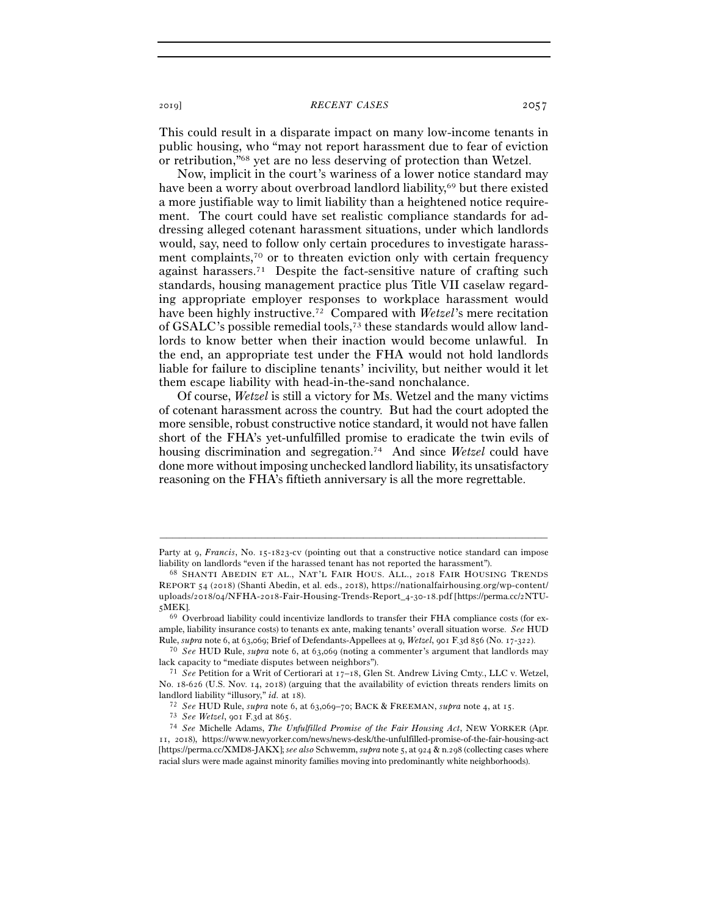This could result in a disparate impact on many low-income tenants in public housing, who "may not report harassment due to fear of eviction or retribution,"[68] yet are no less deserving of protection than Wetzel.

Now, implicit in the court's wariness of a lower notice standard may have been a worry about overbroad landlord liability,[69] but there existed a more justifiable way to limit liability than a heightened notice requirement. The court could have set realistic compliance standards for addressing alleged cotenant harassment situations, under which landlords would, say, need to follow only certain procedures to investigate harassment complaints,[70] or to threaten eviction only with certain frequency against harassers.[71] Despite the fact-sensitive nature of crafting such standards, housing management practice plus Title VII caselaw regarding appropriate employer responses to workplace harassment would have been highly instructive.[72] Compared with *Wetzel*'s mere recitation of GSALC's possible remedial tools,[73] these standards would allow landlords to know better when their inaction would become unlawful. In the end, an appropriate test under the FHA would not hold landlords liable for failure to discipline tenants' incivility, but neither would it let them escape liability with head-in-the-sand nonchalance.

Of course, *Wetzel* is still a victory for Ms. Wetzel and the many victims of cotenant harassment across the country. But had the court adopted the more sensible, robust constructive notice standard, it would not have fallen short of the FHA's yet-unfulfilled promise to eradicate the twin evils of housing discrimination and segregation.[74] And since *Wetzel* could have done more without imposing unchecked landlord liability, its unsatisfactory reasoning on the FHA's fiftieth anniversary is all the more regrettable.

---

Party at 9, *Francis*, No. 15-1823-cv (pointing out that a constructive notice standard can impose liability on landlords "even if the harassed tenant has not reported the harassment").

[68] SHANTI ABEDIN ET AL., NAT'L FAIR HOUS. ALL., 2018 FAIR HOUSING TRENDS REPORT 54 (2018) (Shanti Abedin, et al. eds., 2018), https://nationalfairhousing.org/wp-content/uploads/2018/04/NFHA-2018-Fair-Housing-Trends-Report_4-30-18.pdf [https://perma.cc/2NTU-5MEK].

[69] Overbroad liability could incentivize landlords to transfer their FHA compliance costs (for example, liability insurance costs) to tenants ex ante, making tenants' overall situation worse. *See* HUD Rule, *supra* note 6, at 63,069; Brief of Defendants-Appellees at 9, *Wetzel*, 901 F.3d 856 (No. 17-322).

[70] *See* HUD Rule, *supra* note 6, at 63,069 (noting a commenter's argument that landlords may lack capacity to "mediate disputes between neighbors").

[71] *See* Petition for a Writ of Certiorari at 17–18, Glen St. Andrew Living Cmty., LLC v. Wetzel, No. 18-626 (U.S. Nov. 14, 2018) (arguing that the availability of eviction threats renders limits on landlord liability "illusory," *id.* at 18).

[72] *See* HUD Rule, *supra* note 6, at 63,069–70; BACK & FREEMAN, *supra* note 4, at 15.

[73] *See Wetzel*, 901 F.3d at 865.

[74] *See* Michelle Adams, *The Unfulfilled Promise of the Fair Housing Act*, NEW YORKER (Apr. 11, 2018), https://www.newyorker.com/news/news-desk/the-unfulfilled-promise-of-the-fair-housing-act [https://perma.cc/XMD8-JAKX]; *see also* Schwemm, *supra* note 5, at 924 & n.298 (collecting cases where racial slurs were made against minority families moving into predominantly white neighborhoods).